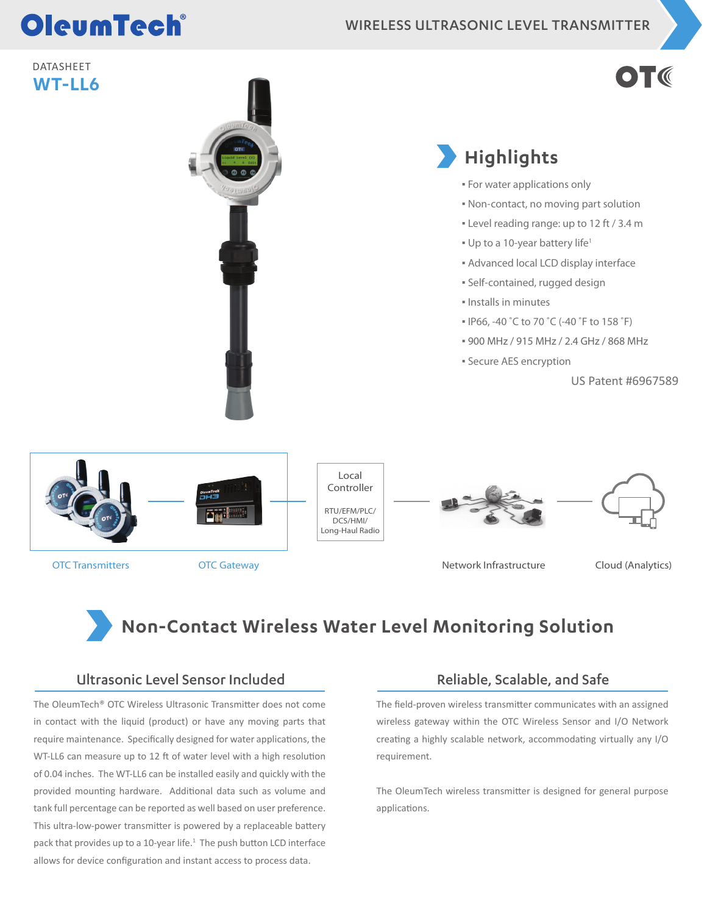# WIRELESS ULTRASONIC LEVEL TRANSMITTER

DATASHEET

# WT-LL6

## Highlights

- For water applications only
- Non-contact, no moving part solution
- Level reading range: up to 12 ft / 3.4 m
- Up to a 10-year battery life[1]
- Advanced local LCD display interface
- Self-contained, rugged design
- Installs in minutes
- IP66, -40 ˚C to 70 ˚C (-40 ˚F to 158 ˚F)
- 900 MHz / 915 MHz / 2.4 GHz / 868 MHz
- Secure AES encryption

US Patent #6967589

OTC Transmitters — OTC Gateway — Local Controller (RTU/EFM/PLC/DCS/HMI/Long-Haul Radio) — Network Infrastructure — Cloud (Analytics)

## Non-Contact Wireless Water Level Monitoring Solution

### Ultrasonic Level Sensor Included

The OleumTech® OTC Wireless Ultrasonic Transmitter does not come in contact with the liquid (product) or have any moving parts that require maintenance. Specifically designed for water applications, the WT-LL6 can measure up to 12 ft of water level with a high resolution of 0.04 inches. The WT-LL6 can be installed easily and quickly with the provided mounting hardware. Additional data such as volume and tank full percentage can be reported as well based on user preference. This ultra-low-power transmitter is powered by a replaceable battery pack that provides up to a 10-year life.[1] The push button LCD interface allows for device configuration and instant access to process data.

### Reliable, Scalable, and Safe

The field-proven wireless transmitter communicates with an assigned wireless gateway within the OTC Wireless Sensor and I/O Network creating a highly scalable network, accommodating virtually any I/O requirement.

The OleumTech wireless transmitter is designed for general purpose applications.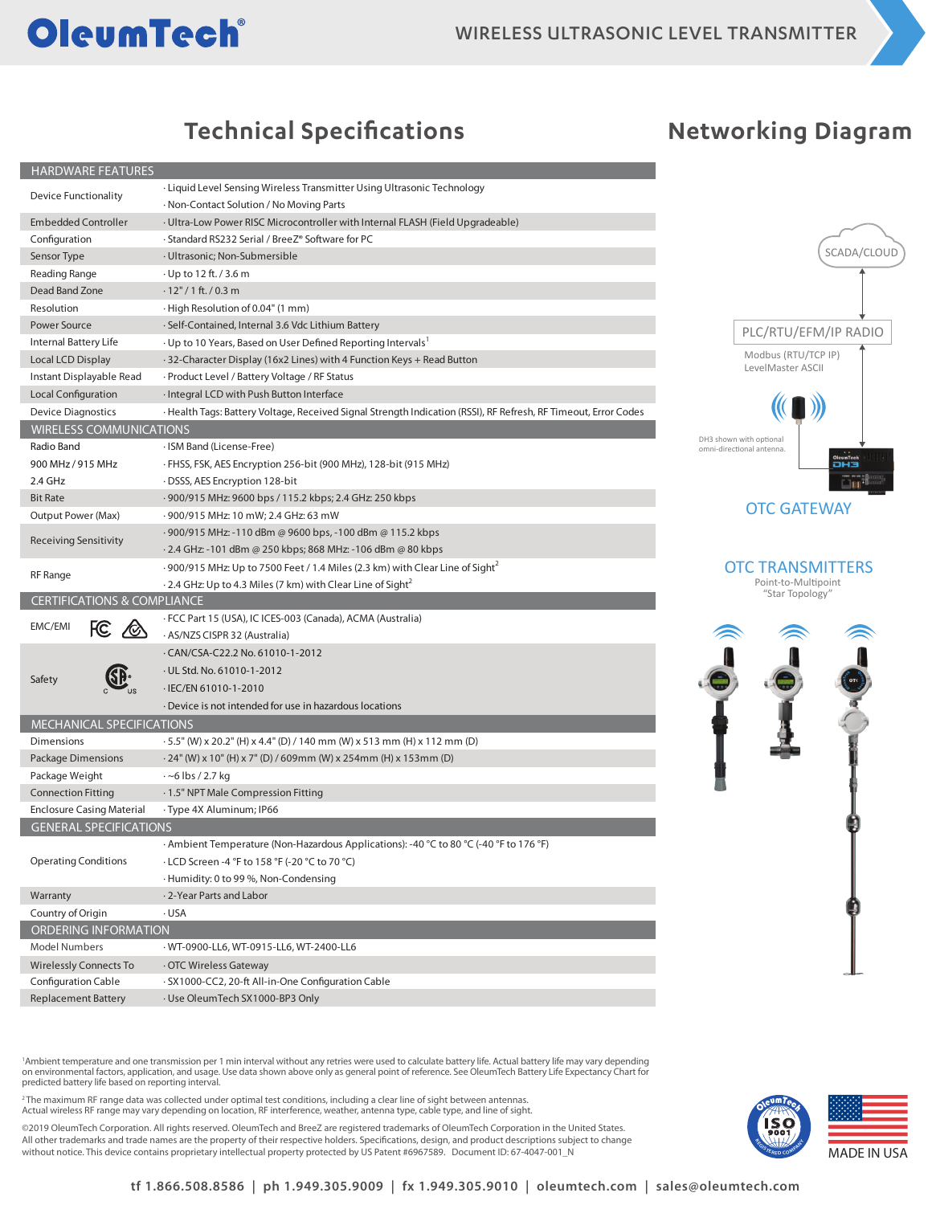# Technical Specifications

| | |
|---|---|
| **HARDWARE FEATURES** | |
| Device Functionality | · Liquid Level Sensing Wireless Transmitter Using Ultrasonic Technology<br>· Non-Contact Solution / No Moving Parts |
| Embedded Controller | · Ultra-Low Power RISC Microcontroller with Internal FLASH (Field Upgradeable) |
| Configuration | · Standard RS232 Serial / BreeZ® Software for PC |
| Sensor Type | · Ultrasonic; Non-Submersible |
| Reading Range | · Up to 12 ft. / 3.6 m |
| Dead Band Zone | · 12" / 1 ft. / 0.3 m |
| Resolution | · High Resolution of 0.04" (1 mm) |
| Power Source | · Self-Contained, Internal 3.6 Vdc Lithium Battery |
| Internal Battery Life | · Up to 10 Years, Based on User Defined Reporting Intervals[1] |
| Local LCD Display | · 32-Character Display (16x2 Lines) with 4 Function Keys + Read Button |
| Instant Displayable Read | · Product Level / Battery Voltage / RF Status |
| Local Configuration | · Integral LCD with Push Button Interface |
| Device Diagnostics | · Health Tags: Battery Voltage, Received Signal Strength Indication (RSSI), RF Refresh, RF Timeout, Error Codes |
| **WIRELESS COMMUNICATIONS** | |
| Radio Band | · ISM Band (License-Free) |
| 900 MHz / 915 MHz | · FHSS, FSK, AES Encryption 256-bit (900 MHz), 128-bit (915 MHz) |
| 2.4 GHz | · DSSS, AES Encryption 128-bit |
| Bit Rate | · 900/915 MHz: 9600 bps / 115.2 kbps; 2.4 GHz: 250 kbps |
| Output Power (Max) | · 900/915 MHz: 10 mW; 2.4 GHz: 63 mW |
| Receiving Sensitivity | · 900/915 MHz: -110 dBm @ 9600 bps, -100 dBm @ 115.2 kbps<br>· 2.4 GHz: -101 dBm @ 250 kbps; 868 MHz: -106 dBm @ 80 kbps |
| RF Range | · 900/915 MHz: Up to 7500 Feet / 1.4 Miles (2.3 km) with Clear Line of Sight[2]<br>· 2.4 GHz: Up to 4.3 Miles (7 km) with Clear Line of Sight[2] |
| **CERTIFICATIONS & COMPLIANCE** | |
| EMC/EMI | · FCC Part 15 (USA), IC ICES-003 (Canada), ACMA (Australia)<br>· AS/NZS CISPR 32 (Australia) |
| Safety | · CAN/CSA-C22.2 No. 61010-1-2012<br>· UL Std. No. 61010-1-2012<br>· IEC/EN 61010-1-2010<br>· Device is not intended for use in hazardous locations |
| **MECHANICAL SPECIFICATIONS** | |
| Dimensions | · 5.5" (W) x 20.2" (H) x 4.4" (D) / 140 mm (W) x 513 mm (H) x 112 mm (D) |
| Package Dimensions | · 24" (W) x 10" (H) x 7" (D) / 609mm (W) x 254mm (H) x 153mm (D) |
| Package Weight | · ~6 lbs / 2.7 kg |
| Connection Fitting | · 1.5" NPT Male Compression Fitting |
| Enclosure Casing Material | · Type 4X Aluminum; IP66 |
| **GENERAL SPECIFICATIONS** | |
| Operating Conditions | · Ambient Temperature (Non-Hazardous Applications): -40 °C to 80 °C (-40 °F to 176 °F)<br>· LCD Screen -4 °F to 158 °F (-20 °C to 70 °C)<br>· Humidity: 0 to 99 %, Non-Condensing |
| Warranty | · 2-Year Parts and Labor |
| Country of Origin | · USA |
| **ORDERING INFORMATION** | |
| Model Numbers | · WT-0900-LL6, WT-0915-LL6, WT-2400-LL6 |
| Wirelessly Connects To | · OTC Wireless Gateway |
| Configuration Cable | · SX1000-CC2, 20-ft All-in-One Configuration Cable |
| Replacement Battery | · Use OleumTech SX1000-BP3 Only |

# Networking Diagram

SCADA/CLOUD

PLC/RTU/EFM/IP RADIO

Modbus (RTU/TCP IP)
LevelMaster ASCII

DH3 shown with optional omni-directional antenna.

OTC GATEWAY

OTC TRANSMITTERS
Point-to-Multipoint
"Star Topology"

[1]Ambient temperature and one transmission per 1 min interval without any retries were used to calculate battery life. Actual battery life may vary depending on environmental factors, application, and usage. Use data shown above only as general point of reference. See OleumTech Battery Life Expectancy Chart for predicted battery life based on reporting interval.

[2]The maximum RF range data was collected under optimal test conditions, including a clear line of sight between antennas. Actual wireless RF range may vary depending on location, RF interference, weather, antenna type, cable type, and line of sight.

©2019 OleumTech Corporation. All rights reserved. OleumTech and BreeZ are registered trademarks of OleumTech Corporation in the United States. All other trademarks and trade names are the property of their respective holders. Specifications, design, and product descriptions subject to change without notice. This device contains proprietary intellectual property protected by US Patent #6967589. Document ID: 67-4047-001_N

MADE IN USA

tf 1.866.508.8586 | ph 1.949.305.9009 | fx 1.949.305.9010 | oleumtech.com | sales@oleumtech.com